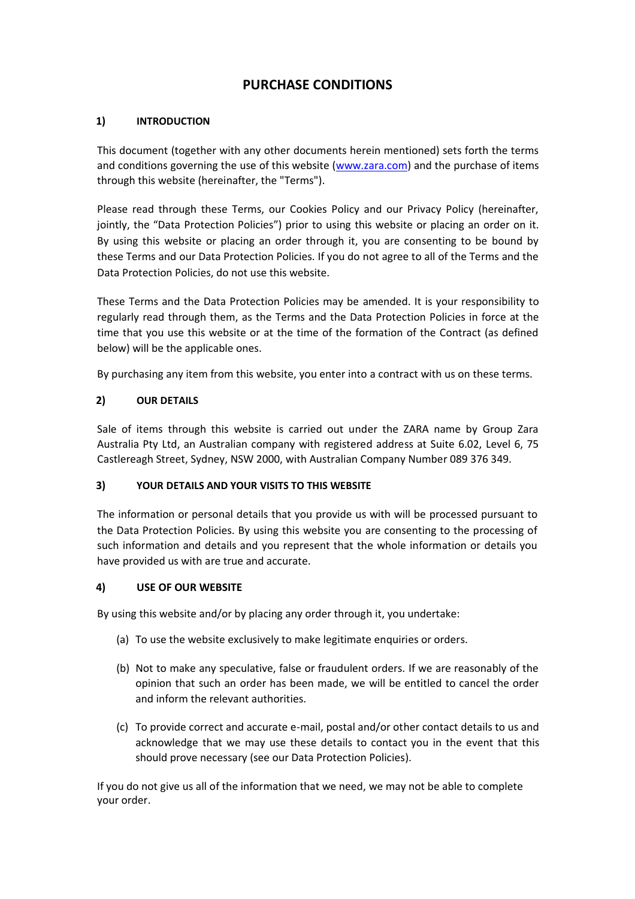# PURCHASE CONDITIONS

## 1) INTRODUCTION

This document (together with any other documents herein mentioned) sets forth the terms and conditions governing the use of this website (www.zara.com) and the purchase of items through this website (hereinafter, the "Terms").

Please read through these Terms, our Cookies Policy and our Privacy Policy (hereinafter, jointly, the "Data Protection Policies") prior to using this website or placing an order on it. By using this website or placing an order through it, you are consenting to be bound by these Terms and our Data Protection Policies. If you do not agree to all of the Terms and the Data Protection Policies, do not use this website.

These Terms and the Data Protection Policies may be amended. It is your responsibility to regularly read through them, as the Terms and the Data Protection Policies in force at the time that you use this website or at the time of the formation of the Contract (as defined below) will be the applicable ones.

By purchasing any item from this website, you enter into a contract with us on these terms.

## 2) OUR DETAILS

Sale of items through this website is carried out under the ZARA name by Group Zara Australia Pty Ltd, an Australian company with registered address at Suite 6.02, Level 6, 75 Castlereagh Street, Sydney, NSW 2000, with Australian Company Number 089 376 349.

## 3) YOUR DETAILS AND YOUR VISITS TO THIS WEBSITE

The information or personal details that you provide us with will be processed pursuant to the Data Protection Policies. By using this website you are consenting to the processing of such information and details and you represent that the whole information or details you have provided us with are true and accurate.

## 4) USE OF OUR WEBSITE

By using this website and/or by placing any order through it, you undertake:

(a) To use the website exclusively to make legitimate enquiries or orders.

(b) Not to make any speculative, false or fraudulent orders. If we are reasonably of the opinion that such an order has been made, we will be entitled to cancel the order and inform the relevant authorities.

(c) To provide correct and accurate e-mail, postal and/or other contact details to us and acknowledge that we may use these details to contact you in the event that this should prove necessary (see our Data Protection Policies).

If you do not give us all of the information that we need, we may not be able to complete your order.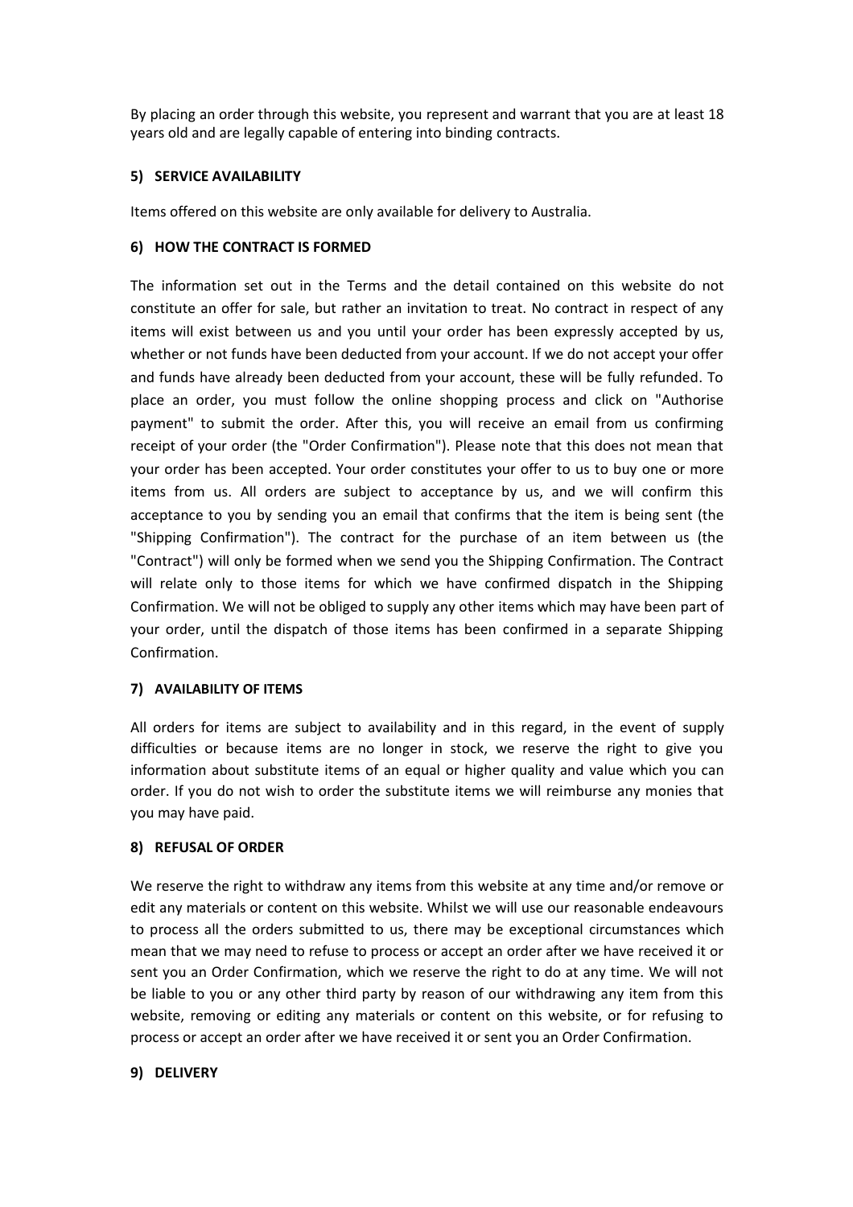By placing an order through this website, you represent and warrant that you are at least 18 years old and are legally capable of entering into binding contracts.

## 5) SERVICE AVAILABILITY

Items offered on this website are only available for delivery to Australia.

## 6) HOW THE CONTRACT IS FORMED

The information set out in the Terms and the detail contained on this website do not constitute an offer for sale, but rather an invitation to treat. No contract in respect of any items will exist between us and you until your order has been expressly accepted by us, whether or not funds have been deducted from your account. If we do not accept your offer and funds have already been deducted from your account, these will be fully refunded. To place an order, you must follow the online shopping process and click on "Authorise payment" to submit the order. After this, you will receive an email from us confirming receipt of your order (the "Order Confirmation"). Please note that this does not mean that your order has been accepted. Your order constitutes your offer to us to buy one or more items from us. All orders are subject to acceptance by us, and we will confirm this acceptance to you by sending you an email that confirms that the item is being sent (the "Shipping Confirmation"). The contract for the purchase of an item between us (the "Contract") will only be formed when we send you the Shipping Confirmation. The Contract will relate only to those items for which we have confirmed dispatch in the Shipping Confirmation. We will not be obliged to supply any other items which may have been part of your order, until the dispatch of those items has been confirmed in a separate Shipping Confirmation.

## 7) AVAILABILITY OF ITEMS

All orders for items are subject to availability and in this regard, in the event of supply difficulties or because items are no longer in stock, we reserve the right to give you information about substitute items of an equal or higher quality and value which you can order. If you do not wish to order the substitute items we will reimburse any monies that you may have paid.

## 8) REFUSAL OF ORDER

We reserve the right to withdraw any items from this website at any time and/or remove or edit any materials or content on this website. Whilst we will use our reasonable endeavours to process all the orders submitted to us, there may be exceptional circumstances which mean that we may need to refuse to process or accept an order after we have received it or sent you an Order Confirmation, which we reserve the right to do at any time. We will not be liable to you or any other third party by reason of our withdrawing any item from this website, removing or editing any materials or content on this website, or for refusing to process or accept an order after we have received it or sent you an Order Confirmation.

## 9) DELIVERY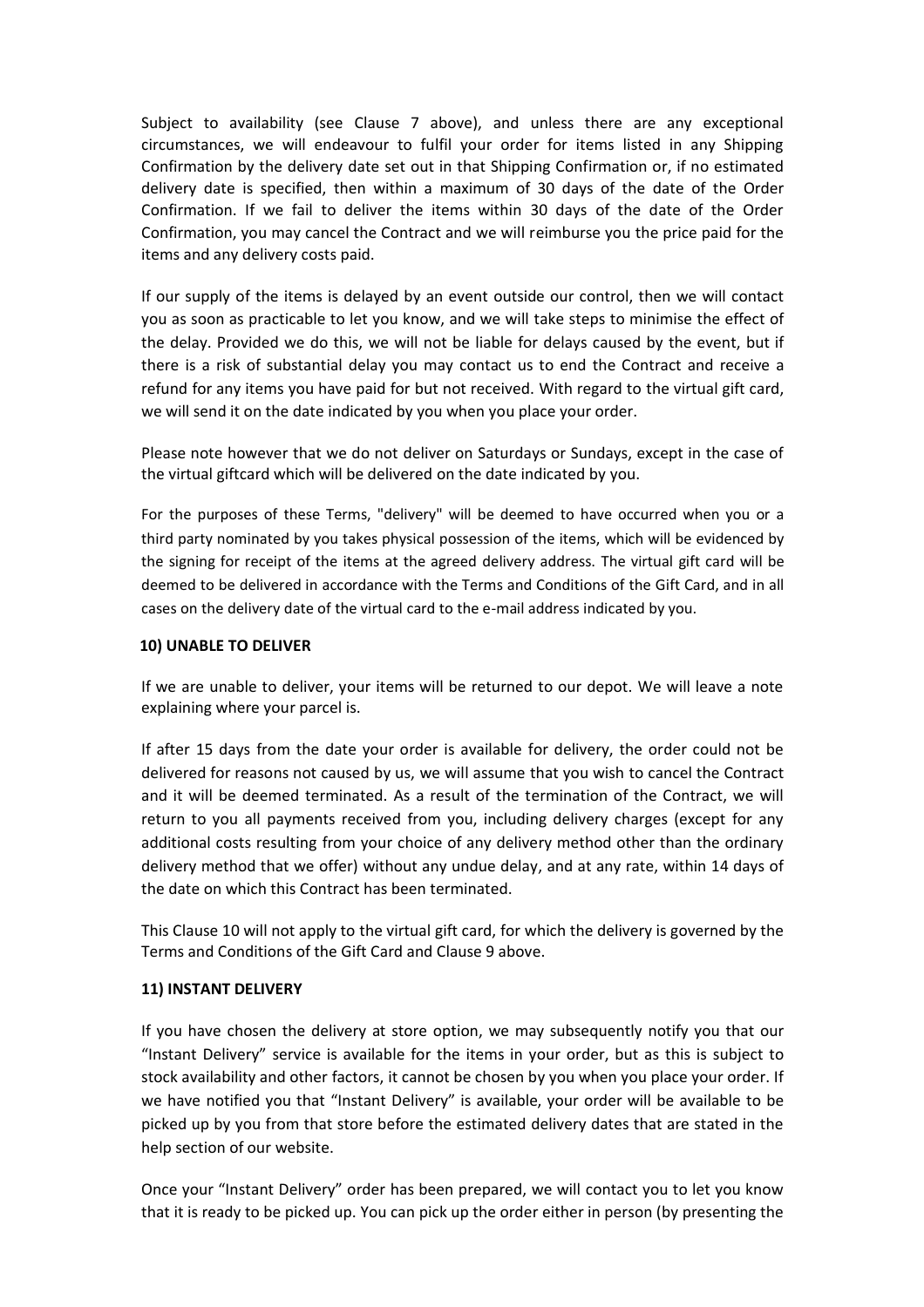Subject to availability (see Clause 7 above), and unless there are any exceptional circumstances, we will endeavour to fulfil your order for items listed in any Shipping Confirmation by the delivery date set out in that Shipping Confirmation or, if no estimated delivery date is specified, then within a maximum of 30 days of the date of the Order Confirmation. If we fail to deliver the items within 30 days of the date of the Order Confirmation, you may cancel the Contract and we will reimburse you the price paid for the items and any delivery costs paid.

If our supply of the items is delayed by an event outside our control, then we will contact you as soon as practicable to let you know, and we will take steps to minimise the effect of the delay. Provided we do this, we will not be liable for delays caused by the event, but if there is a risk of substantial delay you may contact us to end the Contract and receive a refund for any items you have paid for but not received. With regard to the virtual gift card, we will send it on the date indicated by you when you place your order.

Please note however that we do not deliver on Saturdays or Sundays, except in the case of the virtual giftcard which will be delivered on the date indicated by you.

For the purposes of these Terms, "delivery" will be deemed to have occurred when you or a third party nominated by you takes physical possession of the items, which will be evidenced by the signing for receipt of the items at the agreed delivery address. The virtual gift card will be deemed to be delivered in accordance with the Terms and Conditions of the Gift Card, and in all cases on the delivery date of the virtual card to the e-mail address indicated by you.

**10) UNABLE TO DELIVER**

If we are unable to deliver, your items will be returned to our depot. We will leave a note explaining where your parcel is.

If after 15 days from the date your order is available for delivery, the order could not be delivered for reasons not caused by us, we will assume that you wish to cancel the Contract and it will be deemed terminated. As a result of the termination of the Contract, we will return to you all payments received from you, including delivery charges (except for any additional costs resulting from your choice of any delivery method other than the ordinary delivery method that we offer) without any undue delay, and at any rate, within 14 days of the date on which this Contract has been terminated.

This Clause 10 will not apply to the virtual gift card, for which the delivery is governed by the Terms and Conditions of the Gift Card and Clause 9 above.

**11) INSTANT DELIVERY**

If you have chosen the delivery at store option, we may subsequently notify you that our "Instant Delivery" service is available for the items in your order, but as this is subject to stock availability and other factors, it cannot be chosen by you when you place your order. If we have notified you that "Instant Delivery" is available, your order will be available to be picked up by you from that store before the estimated delivery dates that are stated in the help section of our website.

Once your "Instant Delivery" order has been prepared, we will contact you to let you know that it is ready to be picked up. You can pick up the order either in person (by presenting the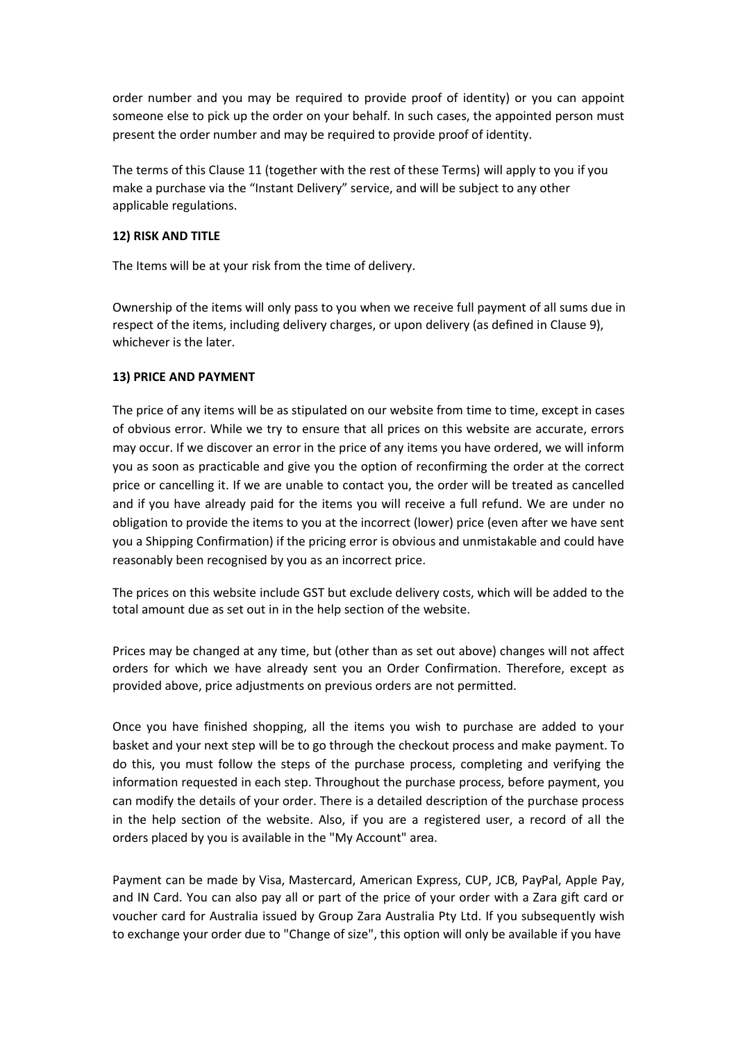order number and you may be required to provide proof of identity) or you can appoint someone else to pick up the order on your behalf. In such cases, the appointed person must present the order number and may be required to provide proof of identity.

The terms of this Clause 11 (together with the rest of these Terms) will apply to you if you make a purchase via the "Instant Delivery" service, and will be subject to any other applicable regulations.

**12) RISK AND TITLE**

The Items will be at your risk from the time of delivery.

Ownership of the items will only pass to you when we receive full payment of all sums due in respect of the items, including delivery charges, or upon delivery (as defined in Clause 9), whichever is the later.

**13) PRICE AND PAYMENT**

The price of any items will be as stipulated on our website from time to time, except in cases of obvious error. While we try to ensure that all prices on this website are accurate, errors may occur. If we discover an error in the price of any items you have ordered, we will inform you as soon as practicable and give you the option of reconfirming the order at the correct price or cancelling it. If we are unable to contact you, the order will be treated as cancelled and if you have already paid for the items you will receive a full refund. We are under no obligation to provide the items to you at the incorrect (lower) price (even after we have sent you a Shipping Confirmation) if the pricing error is obvious and unmistakable and could have reasonably been recognised by you as an incorrect price.

The prices on this website include GST but exclude delivery costs, which will be added to the total amount due as set out in in the help section of the website.

Prices may be changed at any time, but (other than as set out above) changes will not affect orders for which we have already sent you an Order Confirmation. Therefore, except as provided above, price adjustments on previous orders are not permitted.

Once you have finished shopping, all the items you wish to purchase are added to your basket and your next step will be to go through the checkout process and make payment. To do this, you must follow the steps of the purchase process, completing and verifying the information requested in each step. Throughout the purchase process, before payment, you can modify the details of your order. There is a detailed description of the purchase process in the help section of the website. Also, if you are a registered user, a record of all the orders placed by you is available in the "My Account" area.

Payment can be made by Visa, Mastercard, American Express, CUP, JCB, PayPal, Apple Pay, and IN Card. You can also pay all or part of the price of your order with a Zara gift card or voucher card for Australia issued by Group Zara Australia Pty Ltd. If you subsequently wish to exchange your order due to "Change of size", this option will only be available if you have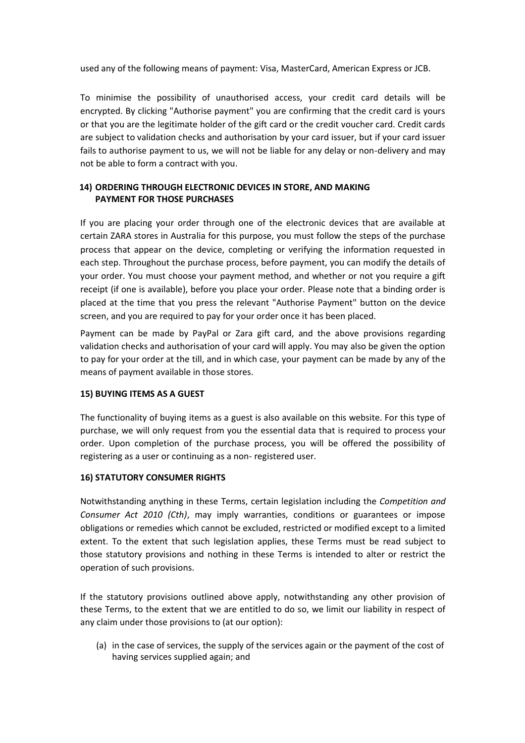used any of the following means of payment: Visa, MasterCard, American Express or JCB.

To minimise the possibility of unauthorised access, your credit card details will be encrypted. By clicking "Authorise payment" you are confirming that the credit card is yours or that you are the legitimate holder of the gift card or the credit voucher card. Credit cards are subject to validation checks and authorisation by your card issuer, but if your card issuer fails to authorise payment to us, we will not be liable for any delay or non-delivery and may not be able to form a contract with you.

### 14) ORDERING THROUGH ELECTRONIC DEVICES IN STORE, AND MAKING PAYMENT FOR THOSE PURCHASES

If you are placing your order through one of the electronic devices that are available at certain ZARA stores in Australia for this purpose, you must follow the steps of the purchase process that appear on the device, completing or verifying the information requested in each step. Throughout the purchase process, before payment, you can modify the details of your order. You must choose your payment method, and whether or not you require a gift receipt (if one is available), before you place your order. Please note that a binding order is placed at the time that you press the relevant "Authorise Payment" button on the device screen, and you are required to pay for your order once it has been placed.

Payment can be made by PayPal or Zara gift card, and the above provisions regarding validation checks and authorisation of your card will apply. You may also be given the option to pay for your order at the till, and in which case, your payment can be made by any of the means of payment available in those stores.

### 15) BUYING ITEMS AS A GUEST

The functionality of buying items as a guest is also available on this website. For this type of purchase, we will only request from you the essential data that is required to process your order. Upon completion of the purchase process, you will be offered the possibility of registering as a user or continuing as a non- registered user.

### 16) STATUTORY CONSUMER RIGHTS

Notwithstanding anything in these Terms, certain legislation including the *Competition and Consumer Act 2010 (Cth)*, may imply warranties, conditions or guarantees or impose obligations or remedies which cannot be excluded, restricted or modified except to a limited extent. To the extent that such legislation applies, these Terms must be read subject to those statutory provisions and nothing in these Terms is intended to alter or restrict the operation of such provisions.

If the statutory provisions outlined above apply, notwithstanding any other provision of these Terms, to the extent that we are entitled to do so, we limit our liability in respect of any claim under those provisions to (at our option):

(a) in the case of services, the supply of the services again or the payment of the cost of having services supplied again; and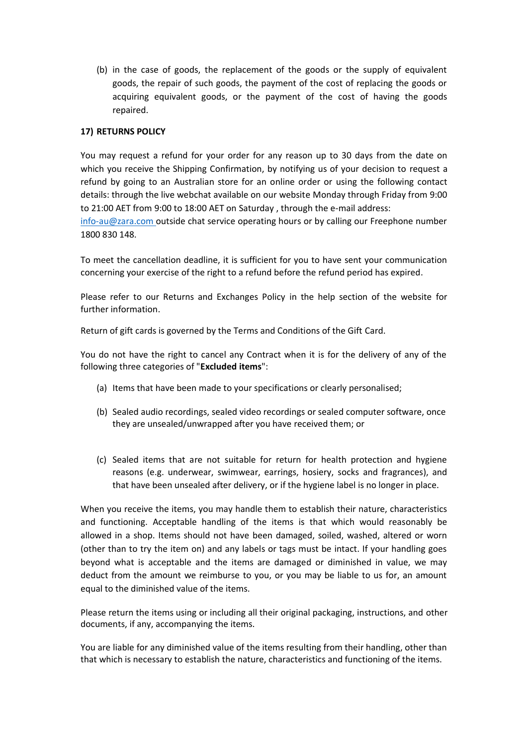(b) in the case of goods, the replacement of the goods or the supply of equivalent goods, the repair of such goods, the payment of the cost of replacing the goods or acquiring equivalent goods, or the payment of the cost of having the goods repaired.

**17) RETURNS POLICY**

You may request a refund for your order for any reason up to 30 days from the date on which you receive the Shipping Confirmation, by notifying us of your decision to request a refund by going to an Australian store for an online order or using the following contact details: through the live webchat available on our website Monday through Friday from 9:00 to 21:00 AET from 9:00 to 18:00 AET on Saturday , through the e-mail address: info-au@zara.com outside chat service operating hours or by calling our Freephone number 1800 830 148.

To meet the cancellation deadline, it is sufficient for you to have sent your communication concerning your exercise of the right to a refund before the refund period has expired.

Please refer to our Returns and Exchanges Policy in the help section of the website for further information.

Return of gift cards is governed by the Terms and Conditions of the Gift Card.

You do not have the right to cancel any Contract when it is for the delivery of any of the following three categories of "**Excluded items**":

(a) Items that have been made to your specifications or clearly personalised;

(b) Sealed audio recordings, sealed video recordings or sealed computer software, once they are unsealed/unwrapped after you have received them; or

(c) Sealed items that are not suitable for return for health protection and hygiene reasons (e.g. underwear, swimwear, earrings, hosiery, socks and fragrances), and that have been unsealed after delivery, or if the hygiene label is no longer in place.

When you receive the items, you may handle them to establish their nature, characteristics and functioning. Acceptable handling of the items is that which would reasonably be allowed in a shop. Items should not have been damaged, soiled, washed, altered or worn (other than to try the item on) and any labels or tags must be intact. If your handling goes beyond what is acceptable and the items are damaged or diminished in value, we may deduct from the amount we reimburse to you, or you may be liable to us for, an amount equal to the diminished value of the items.

Please return the items using or including all their original packaging, instructions, and other documents, if any, accompanying the items.

You are liable for any diminished value of the items resulting from their handling, other than that which is necessary to establish the nature, characteristics and functioning of the items.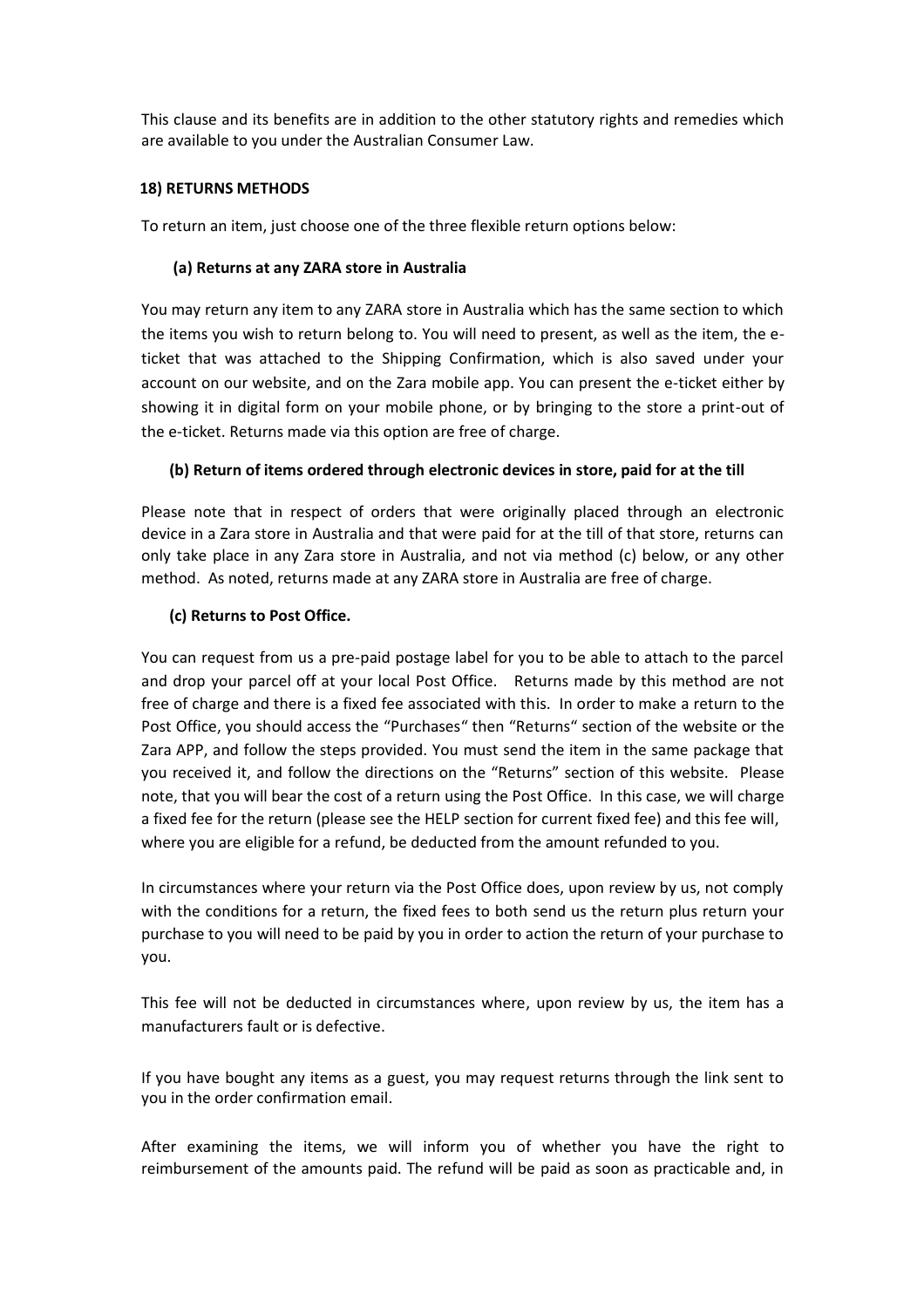This clause and its benefits are in addition to the other statutory rights and remedies which are available to you under the Australian Consumer Law.

## 18) RETURNS METHODS

To return an item, just choose one of the three flexible return options below:

### (a) Returns at any ZARA store in Australia

You may return any item to any ZARA store in Australia which has the same section to which the items you wish to return belong to. You will need to present, as well as the item, the e-ticket that was attached to the Shipping Confirmation, which is also saved under your account on our website, and on the Zara mobile app. You can present the e-ticket either by showing it in digital form on your mobile phone, or by bringing to the store a print-out of the e-ticket. Returns made via this option are free of charge.

### (b) Return of items ordered through electronic devices in store, paid for at the till

Please note that in respect of orders that were originally placed through an electronic device in a Zara store in Australia and that were paid for at the till of that store, returns can only take place in any Zara store in Australia, and not via method (c) below, or any other method. As noted, returns made at any ZARA store in Australia are free of charge.

### (c) Returns to Post Office.

You can request from us a pre-paid postage label for you to be able to attach to the parcel and drop your parcel off at your local Post Office. Returns made by this method are not free of charge and there is a fixed fee associated with this. In order to make a return to the Post Office, you should access the "Purchases" then "Returns" section of the website or the Zara APP, and follow the steps provided. You must send the item in the same package that you received it, and follow the directions on the "Returns" section of this website. Please note, that you will bear the cost of a return using the Post Office. In this case, we will charge a fixed fee for the return (please see the HELP section for current fixed fee) and this fee will, where you are eligible for a refund, be deducted from the amount refunded to you.

In circumstances where your return via the Post Office does, upon review by us, not comply with the conditions for a return, the fixed fees to both send us the return plus return your purchase to you will need to be paid by you in order to action the return of your purchase to you.

This fee will not be deducted in circumstances where, upon review by us, the item has a manufacturers fault or is defective.

If you have bought any items as a guest, you may request returns through the link sent to you in the order confirmation email.

After examining the items, we will inform you of whether you have the right to reimbursement of the amounts paid. The refund will be paid as soon as practicable and, in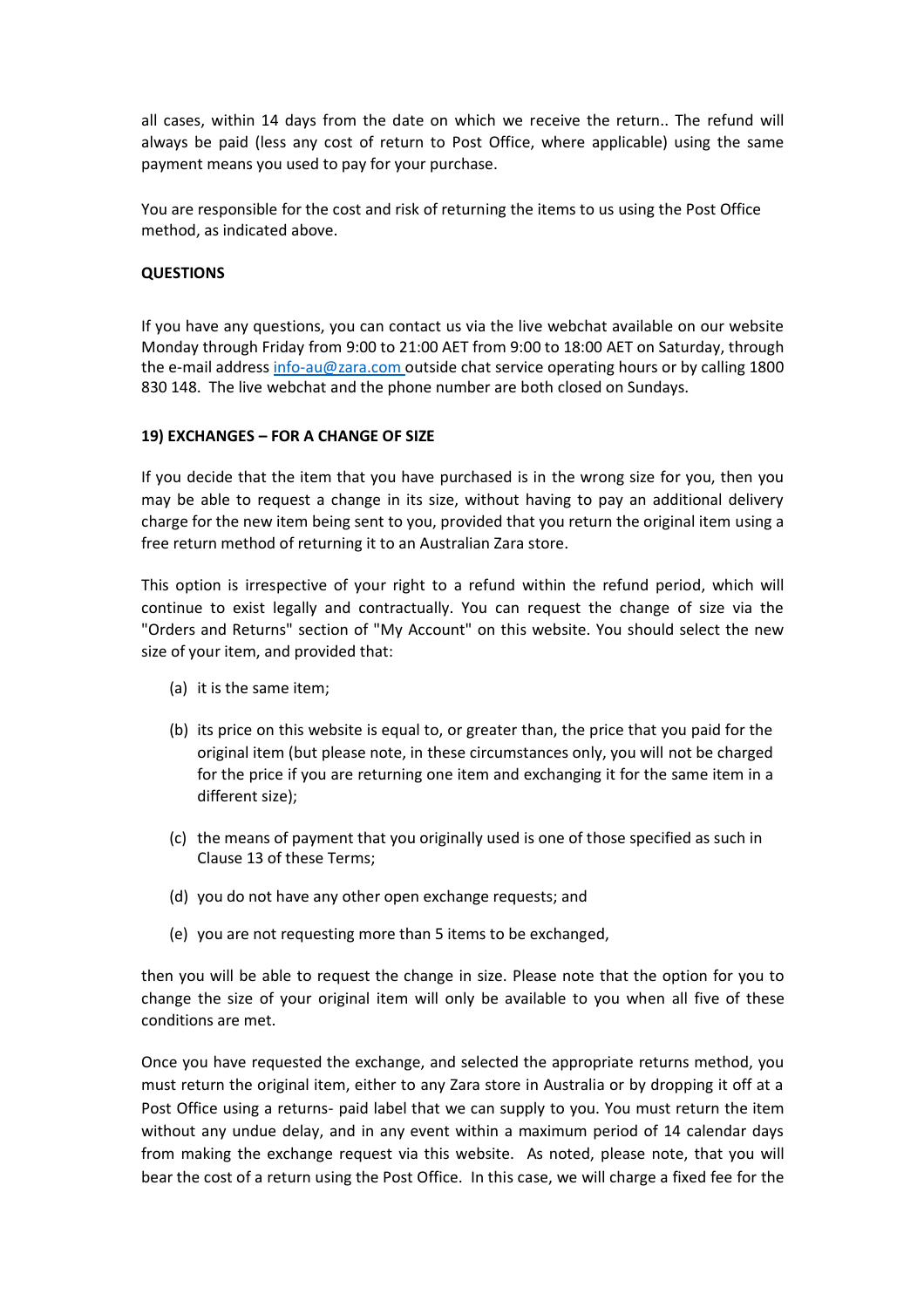all cases, within 14 days from the date on which we receive the return.. The refund will always be paid (less any cost of return to Post Office, where applicable) using the same payment means you used to pay for your purchase.

You are responsible for the cost and risk of returning the items to us using the Post Office method, as indicated above.

**QUESTIONS**

If you have any questions, you can contact us via the live webchat available on our website Monday through Friday from 9:00 to 21:00 AET from 9:00 to 18:00 AET on Saturday, through the e-mail address info-au@zara.com outside chat service operating hours or by calling 1800 830 148. The live webchat and the phone number are both closed on Sundays.

**19) EXCHANGES – FOR A CHANGE OF SIZE**

If you decide that the item that you have purchased is in the wrong size for you, then you may be able to request a change in its size, without having to pay an additional delivery charge for the new item being sent to you, provided that you return the original item using a free return method of returning it to an Australian Zara store.

This option is irrespective of your right to a refund within the refund period, which will continue to exist legally and contractually. You can request the change of size via the "Orders and Returns" section of "My Account" on this website. You should select the new size of your item, and provided that:

(a) it is the same item;

(b) its price on this website is equal to, or greater than, the price that you paid for the original item (but please note, in these circumstances only, you will not be charged for the price if you are returning one item and exchanging it for the same item in a different size);

(c) the means of payment that you originally used is one of those specified as such in Clause 13 of these Terms;

(d) you do not have any other open exchange requests; and

(e) you are not requesting more than 5 items to be exchanged,

then you will be able to request the change in size. Please note that the option for you to change the size of your original item will only be available to you when all five of these conditions are met.

Once you have requested the exchange, and selected the appropriate returns method, you must return the original item, either to any Zara store in Australia or by dropping it off at a Post Office using a returns- paid label that we can supply to you. You must return the item without any undue delay, and in any event within a maximum period of 14 calendar days from making the exchange request via this website. As noted, please note, that you will bear the cost of a return using the Post Office. In this case, we will charge a fixed fee for the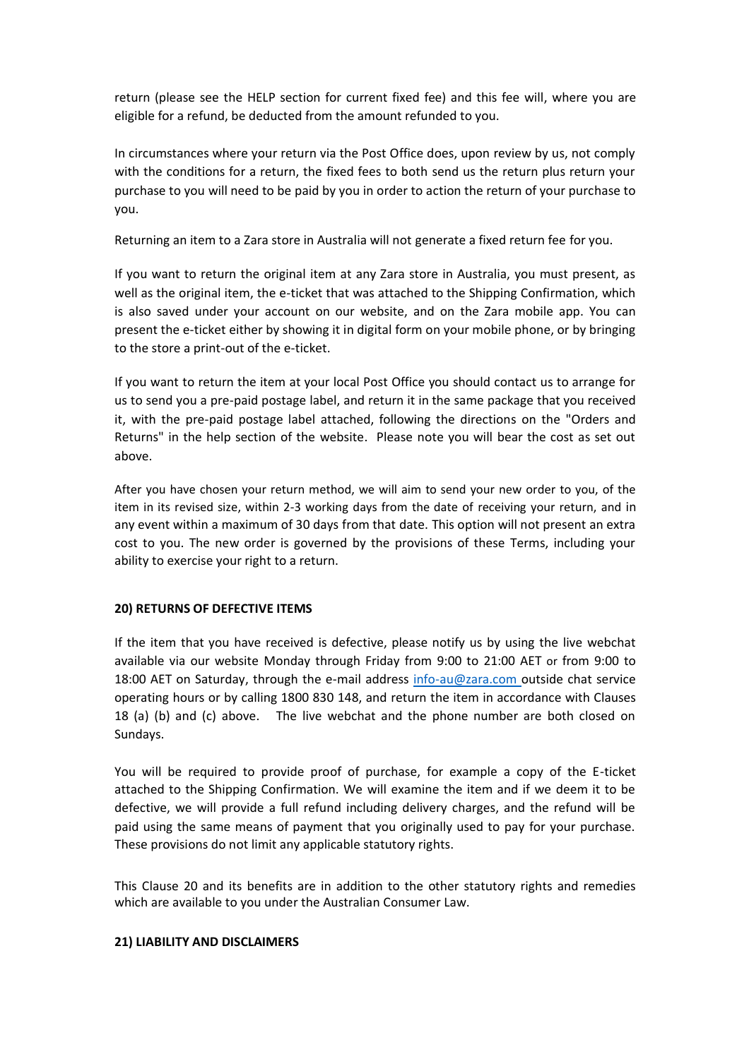return (please see the HELP section for current fixed fee) and this fee will, where you are eligible for a refund, be deducted from the amount refunded to you.

In circumstances where your return via the Post Office does, upon review by us, not comply with the conditions for a return, the fixed fees to both send us the return plus return your purchase to you will need to be paid by you in order to action the return of your purchase to you.

Returning an item to a Zara store in Australia will not generate a fixed return fee for you.

If you want to return the original item at any Zara store in Australia, you must present, as well as the original item, the e-ticket that was attached to the Shipping Confirmation, which is also saved under your account on our website, and on the Zara mobile app. You can present the e-ticket either by showing it in digital form on your mobile phone, or by bringing to the store a print-out of the e-ticket.

If you want to return the item at your local Post Office you should contact us to arrange for us to send you a pre-paid postage label, and return it in the same package that you received it, with the pre-paid postage label attached, following the directions on the "Orders and Returns" in the help section of the website. Please note you will bear the cost as set out above.

After you have chosen your return method, we will aim to send your new order to you, of the item in its revised size, within 2-3 working days from the date of receiving your return, and in any event within a maximum of 30 days from that date. This option will not present an extra cost to you. The new order is governed by the provisions of these Terms, including your ability to exercise your right to a return.

**20) RETURNS OF DEFECTIVE ITEMS**

If the item that you have received is defective, please notify us by using the live webchat available via our website Monday through Friday from 9:00 to 21:00 AET or from 9:00 to 18:00 AET on Saturday, through the e-mail address info-au@zara.com outside chat service operating hours or by calling 1800 830 148, and return the item in accordance with Clauses 18 (a) (b) and (c) above. The live webchat and the phone number are both closed on Sundays.

You will be required to provide proof of purchase, for example a copy of the E-ticket attached to the Shipping Confirmation. We will examine the item and if we deem it to be defective, we will provide a full refund including delivery charges, and the refund will be paid using the same means of payment that you originally used to pay for your purchase. These provisions do not limit any applicable statutory rights.

This Clause 20 and its benefits are in addition to the other statutory rights and remedies which are available to you under the Australian Consumer Law.

**21) LIABILITY AND DISCLAIMERS**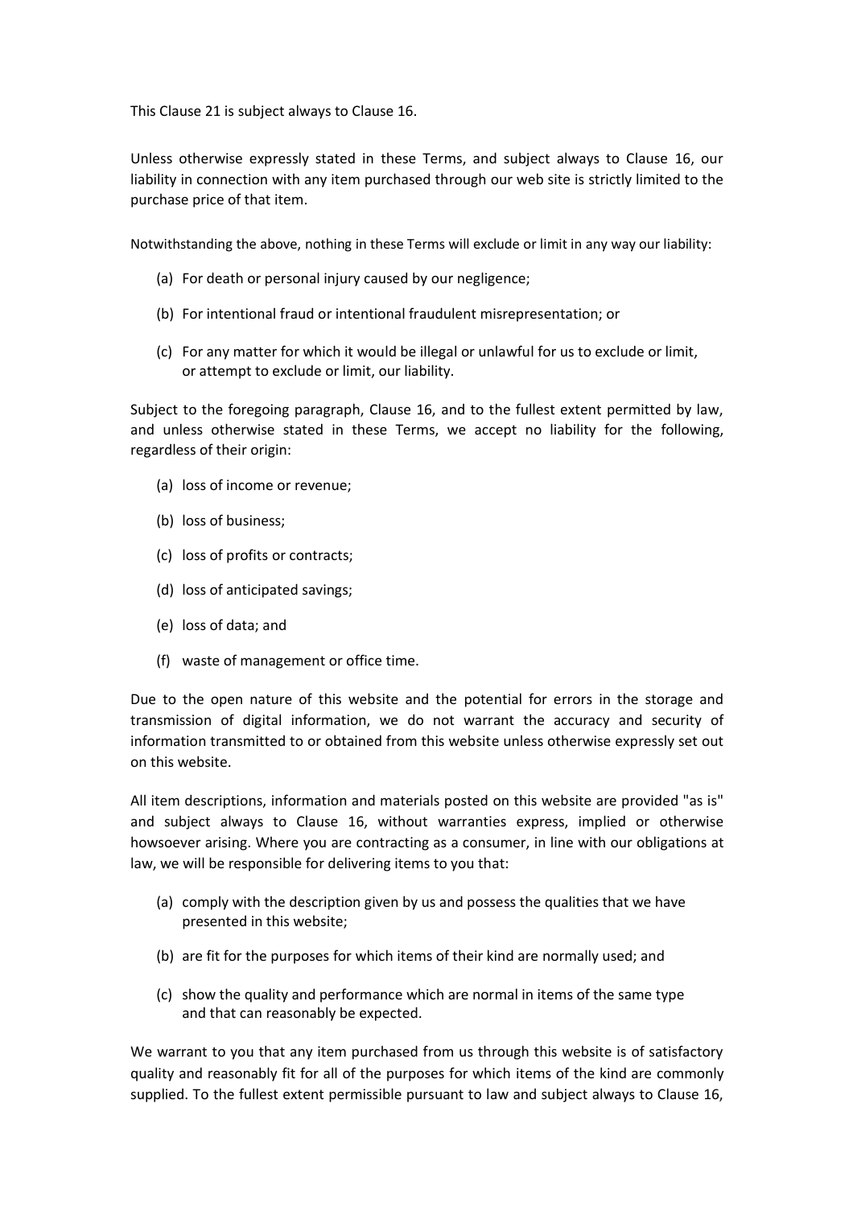This Clause 21 is subject always to Clause 16.

Unless otherwise expressly stated in these Terms, and subject always to Clause 16, our liability in connection with any item purchased through our web site is strictly limited to the purchase price of that item.

Notwithstanding the above, nothing in these Terms will exclude or limit in any way our liability:

(a) For death or personal injury caused by our negligence;

(b) For intentional fraud or intentional fraudulent misrepresentation; or

(c) For any matter for which it would be illegal or unlawful for us to exclude or limit, or attempt to exclude or limit, our liability.

Subject to the foregoing paragraph, Clause 16, and to the fullest extent permitted by law, and unless otherwise stated in these Terms, we accept no liability for the following, regardless of their origin:

(a) loss of income or revenue;

(b) loss of business;

(c) loss of profits or contracts;

(d) loss of anticipated savings;

(e) loss of data; and

(f) waste of management or office time.

Due to the open nature of this website and the potential for errors in the storage and transmission of digital information, we do not warrant the accuracy and security of information transmitted to or obtained from this website unless otherwise expressly set out on this website.

All item descriptions, information and materials posted on this website are provided "as is" and subject always to Clause 16, without warranties express, implied or otherwise howsoever arising. Where you are contracting as a consumer, in line with our obligations at law, we will be responsible for delivering items to you that:

(a) comply with the description given by us and possess the qualities that we have presented in this website;

(b) are fit for the purposes for which items of their kind are normally used; and

(c) show the quality and performance which are normal in items of the same type and that can reasonably be expected.

We warrant to you that any item purchased from us through this website is of satisfactory quality and reasonably fit for all of the purposes for which items of the kind are commonly supplied. To the fullest extent permissible pursuant to law and subject always to Clause 16,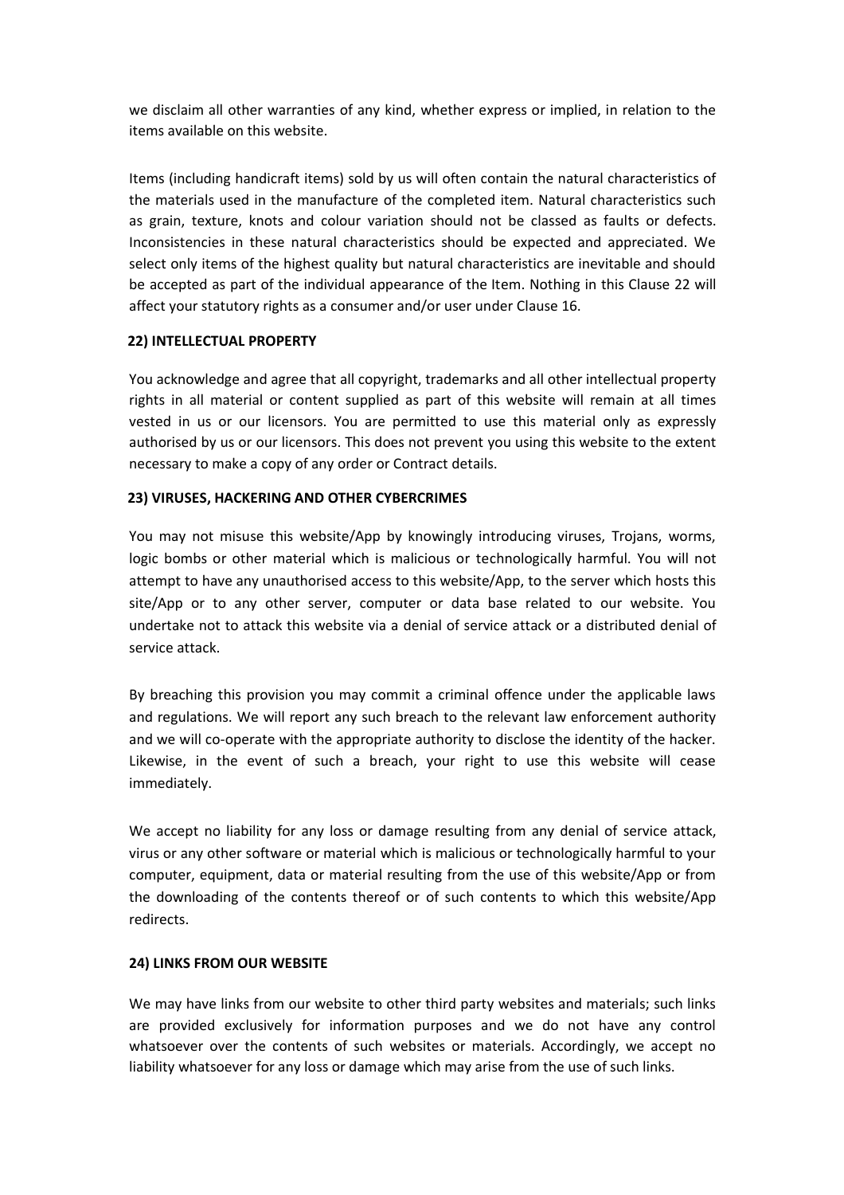we disclaim all other warranties of any kind, whether express or implied, in relation to the items available on this website.

Items (including handicraft items) sold by us will often contain the natural characteristics of the materials used in the manufacture of the completed item. Natural characteristics such as grain, texture, knots and colour variation should not be classed as faults or defects. Inconsistencies in these natural characteristics should be expected and appreciated. We select only items of the highest quality but natural characteristics are inevitable and should be accepted as part of the individual appearance of the Item. Nothing in this Clause 22 will affect your statutory rights as a consumer and/or user under Clause 16.

**22) INTELLECTUAL PROPERTY**

You acknowledge and agree that all copyright, trademarks and all other intellectual property rights in all material or content supplied as part of this website will remain at all times vested in us or our licensors. You are permitted to use this material only as expressly authorised by us or our licensors. This does not prevent you using this website to the extent necessary to make a copy of any order or Contract details.

**23) VIRUSES, HACKERING AND OTHER CYBERCRIMES**

You may not misuse this website/App by knowingly introducing viruses, Trojans, worms, logic bombs or other material which is malicious or technologically harmful. You will not attempt to have any unauthorised access to this website/App, to the server which hosts this site/App or to any other server, computer or data base related to our website. You undertake not to attack this website via a denial of service attack or a distributed denial of service attack.

By breaching this provision you may commit a criminal offence under the applicable laws and regulations. We will report any such breach to the relevant law enforcement authority and we will co-operate with the appropriate authority to disclose the identity of the hacker. Likewise, in the event of such a breach, your right to use this website will cease immediately.

We accept no liability for any loss or damage resulting from any denial of service attack, virus or any other software or material which is malicious or technologically harmful to your computer, equipment, data or material resulting from the use of this website/App or from the downloading of the contents thereof or of such contents to which this website/App redirects.

**24) LINKS FROM OUR WEBSITE**

We may have links from our website to other third party websites and materials; such links are provided exclusively for information purposes and we do not have any control whatsoever over the contents of such websites or materials. Accordingly, we accept no liability whatsoever for any loss or damage which may arise from the use of such links.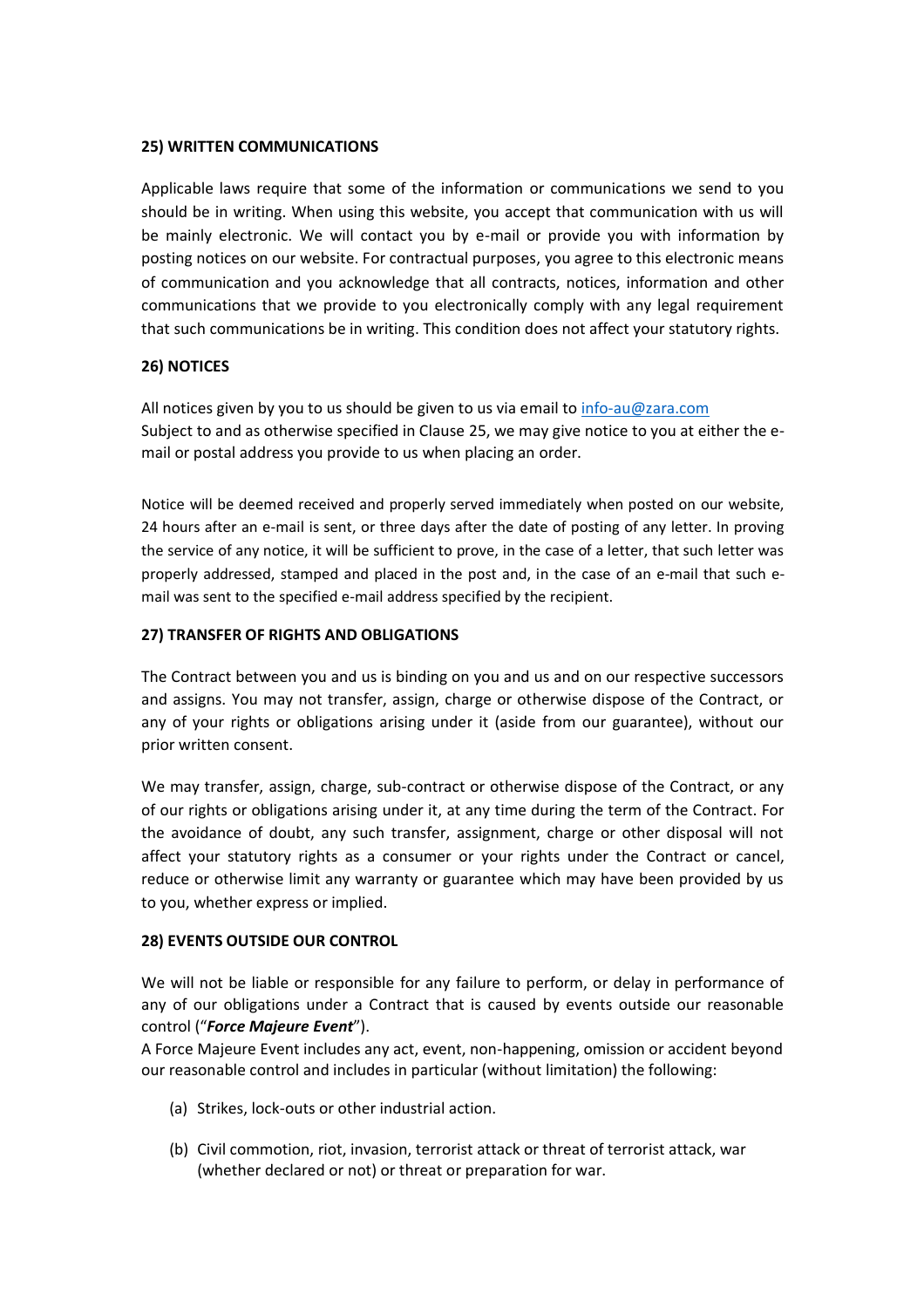**25) WRITTEN COMMUNICATIONS**

Applicable laws require that some of the information or communications we send to you should be in writing. When using this website, you accept that communication with us will be mainly electronic. We will contact you by e-mail or provide you with information by posting notices on our website. For contractual purposes, you agree to this electronic means of communication and you acknowledge that all contracts, notices, information and other communications that we provide to you electronically comply with any legal requirement that such communications be in writing. This condition does not affect your statutory rights.

**26) NOTICES**

All notices given by you to us should be given to us via email to info-au@zara.com
Subject to and as otherwise specified in Clause 25, we may give notice to you at either the e-mail or postal address you provide to us when placing an order.

Notice will be deemed received and properly served immediately when posted on our website, 24 hours after an e-mail is sent, or three days after the date of posting of any letter. In proving the service of any notice, it will be sufficient to prove, in the case of a letter, that such letter was properly addressed, stamped and placed in the post and, in the case of an e-mail that such e-mail was sent to the specified e-mail address specified by the recipient.

**27) TRANSFER OF RIGHTS AND OBLIGATIONS**

The Contract between you and us is binding on you and us and on our respective successors and assigns. You may not transfer, assign, charge or otherwise dispose of the Contract, or any of your rights or obligations arising under it (aside from our guarantee), without our prior written consent.

We may transfer, assign, charge, sub-contract or otherwise dispose of the Contract, or any of our rights or obligations arising under it, at any time during the term of the Contract. For the avoidance of doubt, any such transfer, assignment, charge or other disposal will not affect your statutory rights as a consumer or your rights under the Contract or cancel, reduce or otherwise limit any warranty or guarantee which may have been provided by us to you, whether express or implied.

**28) EVENTS OUTSIDE OUR CONTROL**

We will not be liable or responsible for any failure to perform, or delay in performance of any of our obligations under a Contract that is caused by events outside our reasonable control ("***Force Majeure Event***").
A Force Majeure Event includes any act, event, non-happening, omission or accident beyond our reasonable control and includes in particular (without limitation) the following:

(a) Strikes, lock-outs or other industrial action.

(b) Civil commotion, riot, invasion, terrorist attack or threat of terrorist attack, war (whether declared or not) or threat or preparation for war.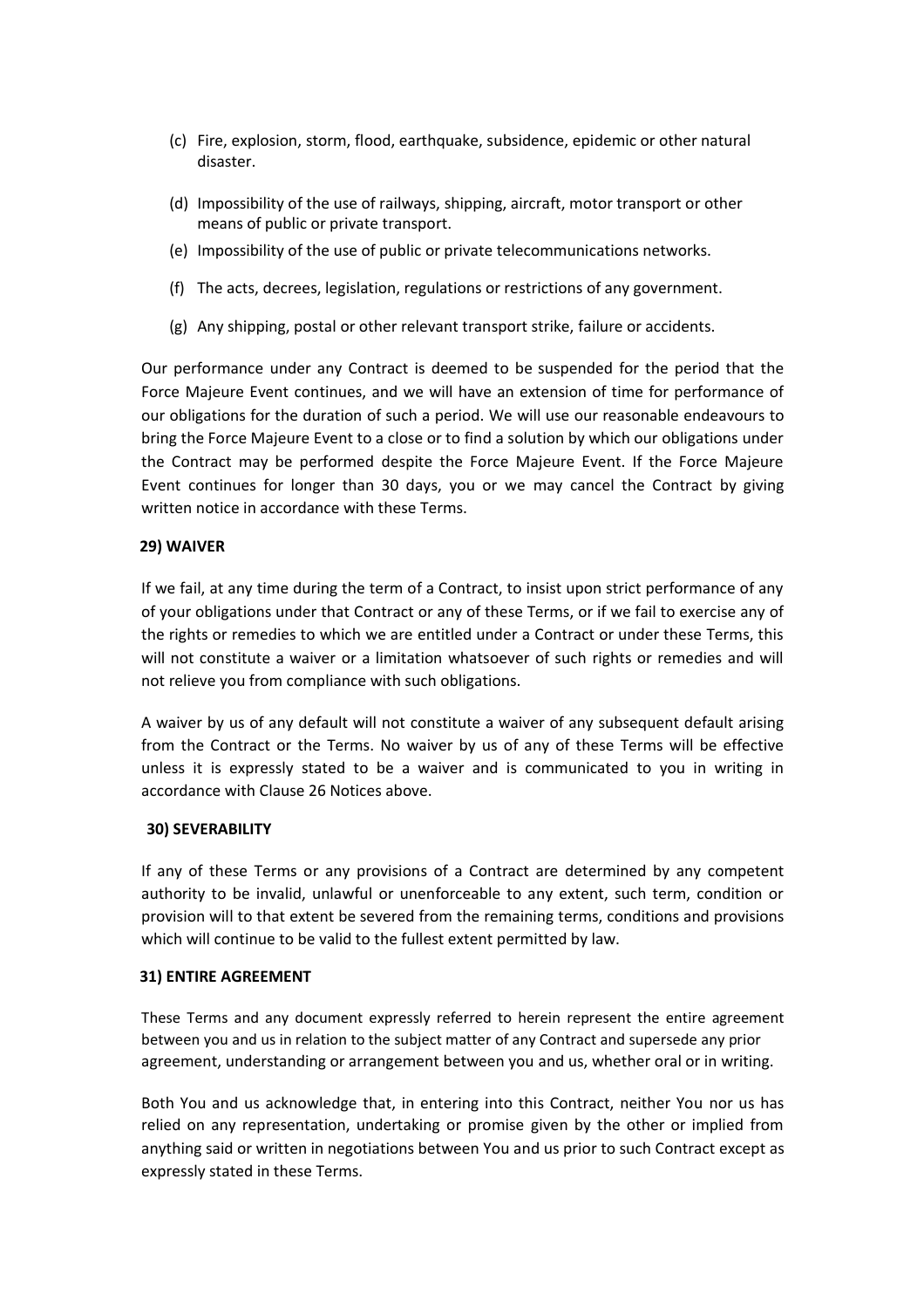(c) Fire, explosion, storm, flood, earthquake, subsidence, epidemic or other natural disaster.

(d) Impossibility of the use of railways, shipping, aircraft, motor transport or other means of public or private transport.

(e) Impossibility of the use of public or private telecommunications networks.

(f) The acts, decrees, legislation, regulations or restrictions of any government.

(g) Any shipping, postal or other relevant transport strike, failure or accidents.

Our performance under any Contract is deemed to be suspended for the period that the Force Majeure Event continues, and we will have an extension of time for performance of our obligations for the duration of such a period. We will use our reasonable endeavours to bring the Force Majeure Event to a close or to find a solution by which our obligations under the Contract may be performed despite the Force Majeure Event. If the Force Majeure Event continues for longer than 30 days, you or we may cancel the Contract by giving written notice in accordance with these Terms.

**29) WAIVER**

If we fail, at any time during the term of a Contract, to insist upon strict performance of any of your obligations under that Contract or any of these Terms, or if we fail to exercise any of the rights or remedies to which we are entitled under a Contract or under these Terms, this will not constitute a waiver or a limitation whatsoever of such rights or remedies and will not relieve you from compliance with such obligations.

A waiver by us of any default will not constitute a waiver of any subsequent default arising from the Contract or the Terms. No waiver by us of any of these Terms will be effective unless it is expressly stated to be a waiver and is communicated to you in writing in accordance with Clause 26 Notices above.

**30) SEVERABILITY**

If any of these Terms or any provisions of a Contract are determined by any competent authority to be invalid, unlawful or unenforceable to any extent, such term, condition or provision will to that extent be severed from the remaining terms, conditions and provisions which will continue to be valid to the fullest extent permitted by law.

**31) ENTIRE AGREEMENT**

These Terms and any document expressly referred to herein represent the entire agreement between you and us in relation to the subject matter of any Contract and supersede any prior agreement, understanding or arrangement between you and us, whether oral or in writing.

Both You and us acknowledge that, in entering into this Contract, neither You nor us has relied on any representation, undertaking or promise given by the other or implied from anything said or written in negotiations between You and us prior to such Contract except as expressly stated in these Terms.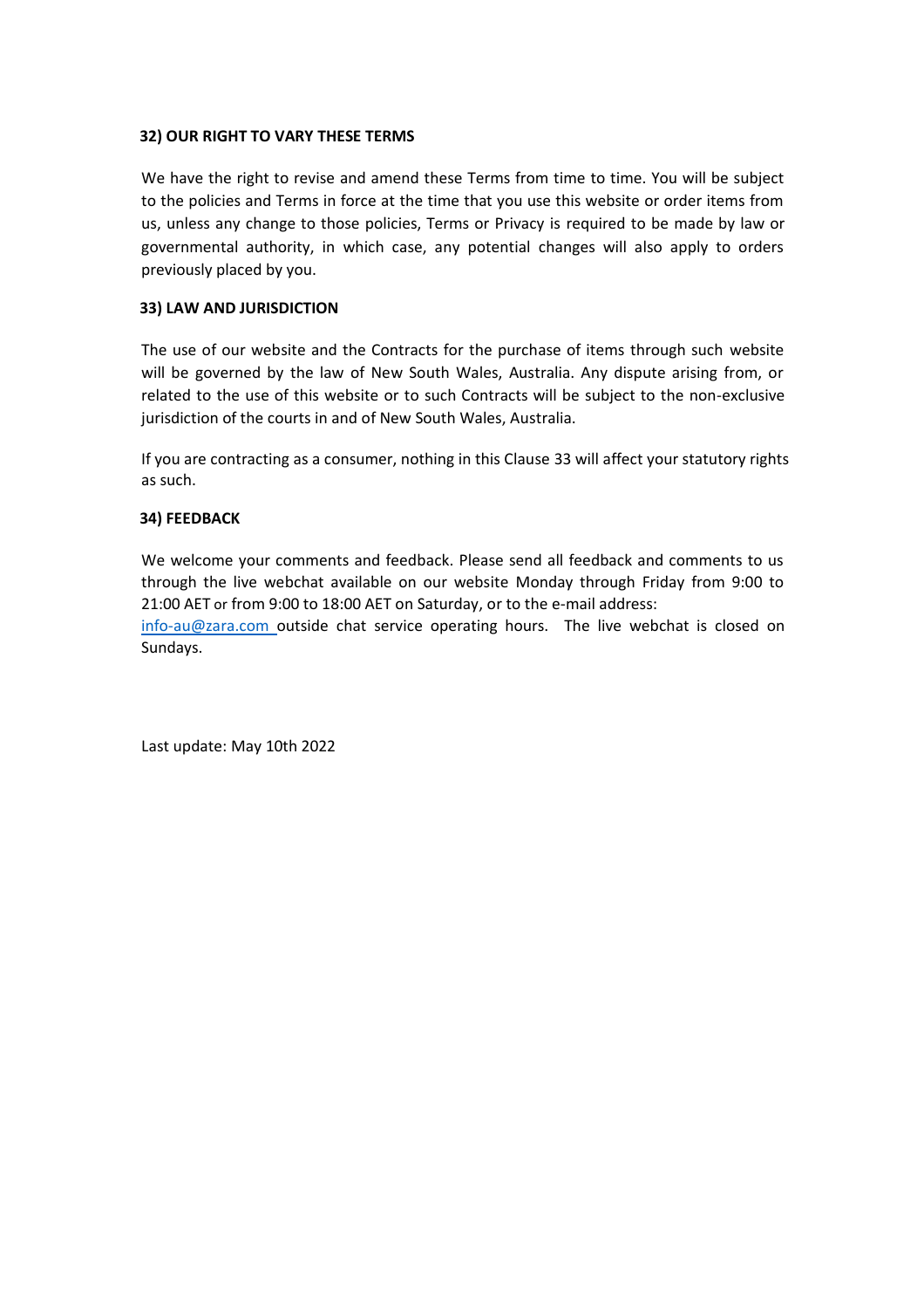## 32) OUR RIGHT TO VARY THESE TERMS

We have the right to revise and amend these Terms from time to time. You will be subject to the policies and Terms in force at the time that you use this website or order items from us, unless any change to those policies, Terms or Privacy is required to be made by law or governmental authority, in which case, any potential changes will also apply to orders previously placed by you.

## 33) LAW AND JURISDICTION

The use of our website and the Contracts for the purchase of items through such website will be governed by the law of New South Wales, Australia. Any dispute arising from, or related to the use of this website or to such Contracts will be subject to the non-exclusive jurisdiction of the courts in and of New South Wales, Australia.

If you are contracting as a consumer, nothing in this Clause 33 will affect your statutory rights as such.

## 34) FEEDBACK

We welcome your comments and feedback. Please send all feedback and comments to us through the live webchat available on our website Monday through Friday from 9:00 to 21:00 AET or from 9:00 to 18:00 AET on Saturday, or to the e-mail address: info-au@zara.com outside chat service operating hours. The live webchat is closed on Sundays.

Last update: May 10th 2022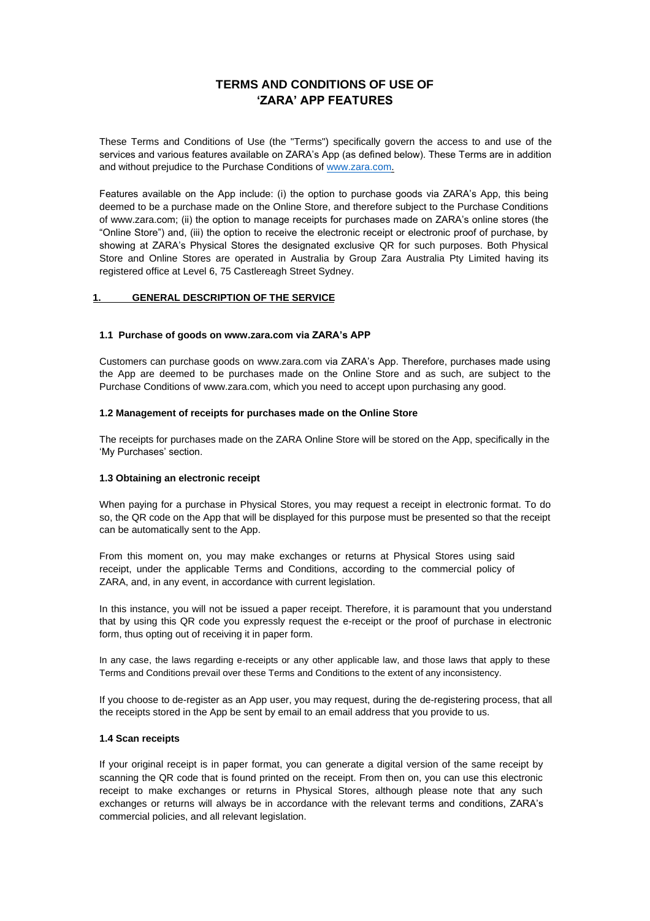# TERMS AND CONDITIONS OF USE OF 'ZARA' APP FEATURES

These Terms and Conditions of Use (the "Terms") specifically govern the access to and use of the services and various features available on ZARA's App (as defined below). These Terms are in addition and without prejudice to the Purchase Conditions of www.zara.com.

Features available on the App include: (i) the option to purchase goods via ZARA's App, this being deemed to be a purchase made on the Online Store, and therefore subject to the Purchase Conditions of www.zara.com; (ii) the option to manage receipts for purchases made on ZARA's online stores (the "Online Store") and, (iii) the option to receive the electronic receipt or electronic proof of purchase, by showing at ZARA's Physical Stores the designated exclusive QR for such purposes. Both Physical Store and Online Stores are operated in Australia by Group Zara Australia Pty Limited having its registered office at Level 6, 75 Castlereagh Street Sydney.

## 1. GENERAL DESCRIPTION OF THE SERVICE

### 1.1 Purchase of goods on www.zara.com via ZARA's APP

Customers can purchase goods on www.zara.com via ZARA's App. Therefore, purchases made using the App are deemed to be purchases made on the Online Store and as such, are subject to the Purchase Conditions of www.zara.com, which you need to accept upon purchasing any good.

### 1.2 Management of receipts for purchases made on the Online Store

The receipts for purchases made on the ZARA Online Store will be stored on the App, specifically in the 'My Purchases' section.

### 1.3 Obtaining an electronic receipt

When paying for a purchase in Physical Stores, you may request a receipt in electronic format. To do so, the QR code on the App that will be displayed for this purpose must be presented so that the receipt can be automatically sent to the App.

From this moment on, you may make exchanges or returns at Physical Stores using said receipt, under the applicable Terms and Conditions, according to the commercial policy of ZARA, and, in any event, in accordance with current legislation.

In this instance, you will not be issued a paper receipt. Therefore, it is paramount that you understand that by using this QR code you expressly request the e-receipt or the proof of purchase in electronic form, thus opting out of receiving it in paper form.

In any case, the laws regarding e-receipts or any other applicable law, and those laws that apply to these Terms and Conditions prevail over these Terms and Conditions to the extent of any inconsistency.

If you choose to de-register as an App user, you may request, during the de-registering process, that all the receipts stored in the App be sent by email to an email address that you provide to us.

### 1.4 Scan receipts

If your original receipt is in paper format, you can generate a digital version of the same receipt by scanning the QR code that is found printed on the receipt. From then on, you can use this electronic receipt to make exchanges or returns in Physical Stores, although please note that any such exchanges or returns will always be in accordance with the relevant terms and conditions, ZARA's commercial policies, and all relevant legislation.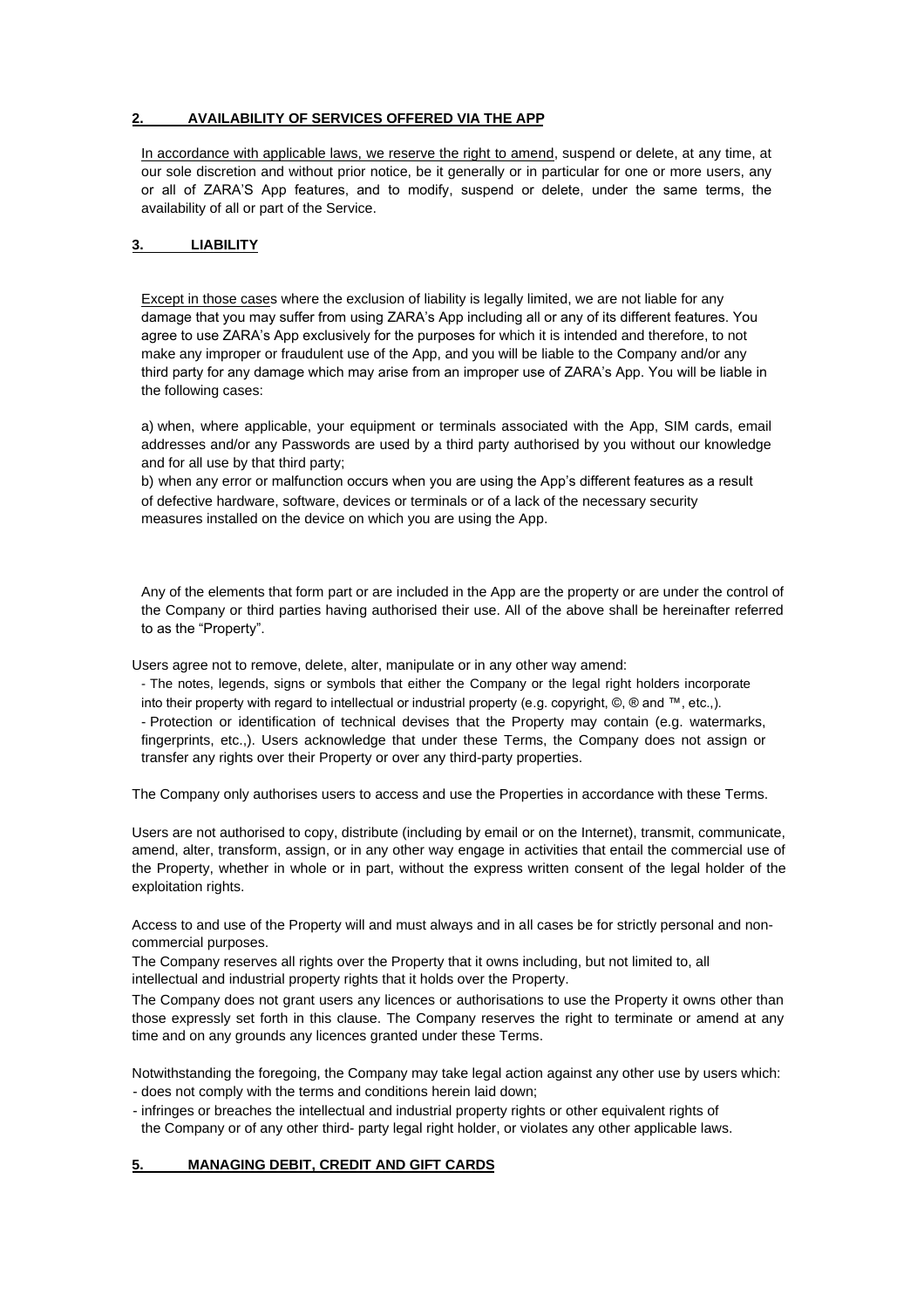## 2. AVAILABILITY OF SERVICES OFFERED VIA THE APP

In accordance with applicable laws, we reserve the right to amend, suspend or delete, at any time, at our sole discretion and without prior notice, be it generally or in particular for one or more users, any or all of ZARA'S App features, and to modify, suspend or delete, under the same terms, the availability of all or part of the Service.

## 3. LIABILITY

Except in those cases where the exclusion of liability is legally limited, we are not liable for any damage that you may suffer from using ZARA's App including all or any of its different features. You agree to use ZARA's App exclusively for the purposes for which it is intended and therefore, to not make any improper or fraudulent use of the App, and you will be liable to the Company and/or any third party for any damage which may arise from an improper use of ZARA's App. You will be liable in the following cases:

a) when, where applicable, your equipment or terminals associated with the App, SIM cards, email addresses and/or any Passwords are used by a third party authorised by you without our knowledge and for all use by that third party;

b) when any error or malfunction occurs when you are using the App's different features as a result of defective hardware, software, devices or terminals or of a lack of the necessary security measures installed on the device on which you are using the App.

Any of the elements that form part or are included in the App are the property or are under the control of the Company or third parties having authorised their use. All of the above shall be hereinafter referred to as the "Property".

Users agree not to remove, delete, alter, manipulate or in any other way amend:

- The notes, legends, signs or symbols that either the Company or the legal right holders incorporate into their property with regard to intellectual or industrial property (e.g. copyright, ©, ® and ™, etc.,).
- Protection or identification of technical devises that the Property may contain (e.g. watermarks, fingerprints, etc.,). Users acknowledge that under these Terms, the Company does not assign or transfer any rights over their Property or over any third-party properties.

The Company only authorises users to access and use the Properties in accordance with these Terms.

Users are not authorised to copy, distribute (including by email or on the Internet), transmit, communicate, amend, alter, transform, assign, or in any other way engage in activities that entail the commercial use of the Property, whether in whole or in part, without the express written consent of the legal holder of the exploitation rights.

Access to and use of the Property will and must always and in all cases be for strictly personal and non-commercial purposes.

The Company reserves all rights over the Property that it owns including, but not limited to, all intellectual and industrial property rights that it holds over the Property.

The Company does not grant users any licences or authorisations to use the Property it owns other than those expressly set forth in this clause. The Company reserves the right to terminate or amend at any time and on any grounds any licences granted under these Terms.

Notwithstanding the foregoing, the Company may take legal action against any other use by users which:

- does not comply with the terms and conditions herein laid down;
- infringes or breaches the intellectual and industrial property rights or other equivalent rights of the Company or of any other third- party legal right holder, or violates any other applicable laws.

## 5. MANAGING DEBIT, CREDIT AND GIFT CARDS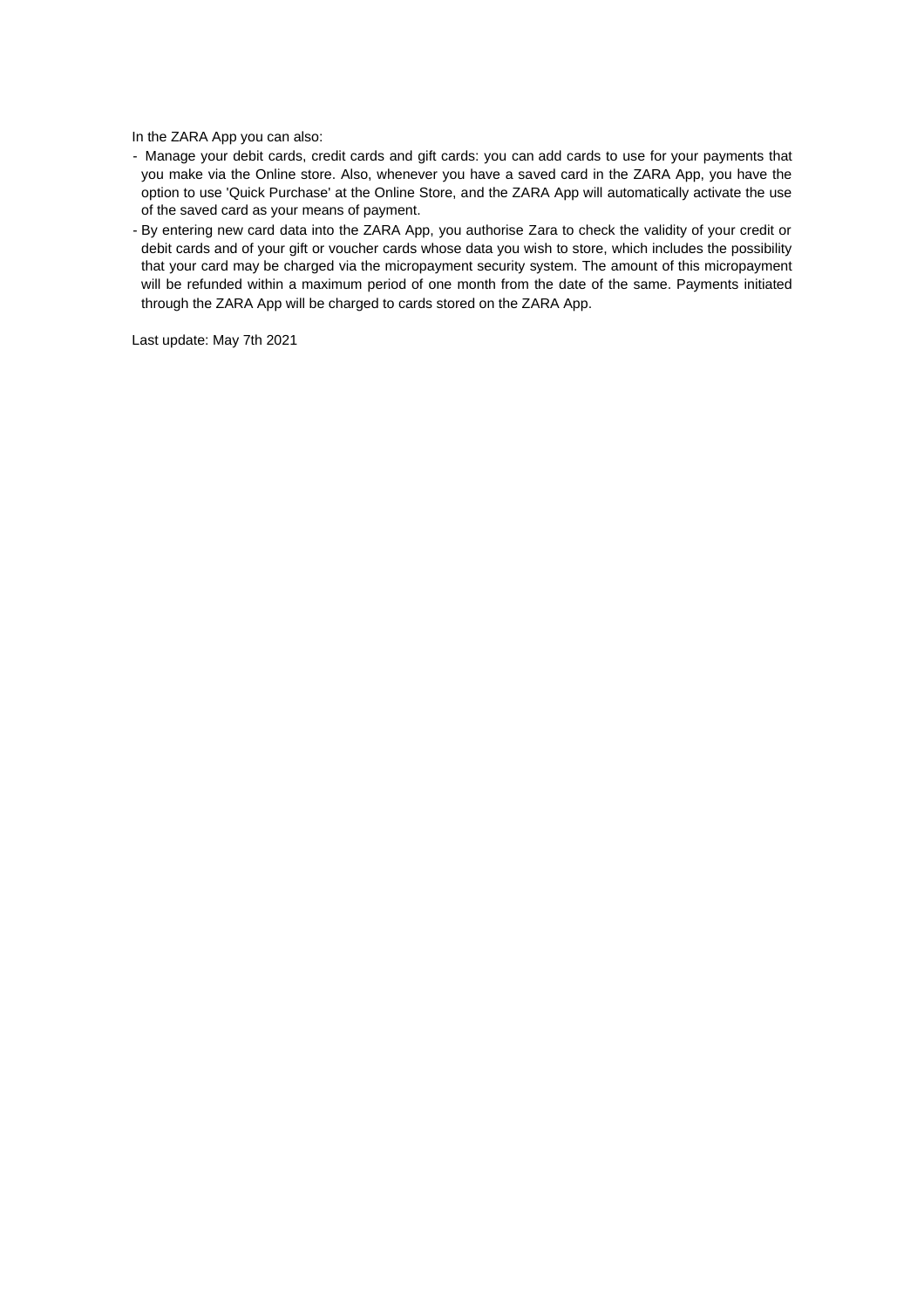In the ZARA App you can also:

- Manage your debit cards, credit cards and gift cards: you can add cards to use for your payments that you make via the Online store. Also, whenever you have a saved card in the ZARA App, you have the option to use 'Quick Purchase' at the Online Store, and the ZARA App will automatically activate the use of the saved card as your means of payment.
- By entering new card data into the ZARA App, you authorise Zara to check the validity of your credit or debit cards and of your gift or voucher cards whose data you wish to store, which includes the possibility that your card may be charged via the micropayment security system. The amount of this micropayment will be refunded within a maximum period of one month from the date of the same. Payments initiated through the ZARA App will be charged to cards stored on the ZARA App.

Last update: May 7th 2021